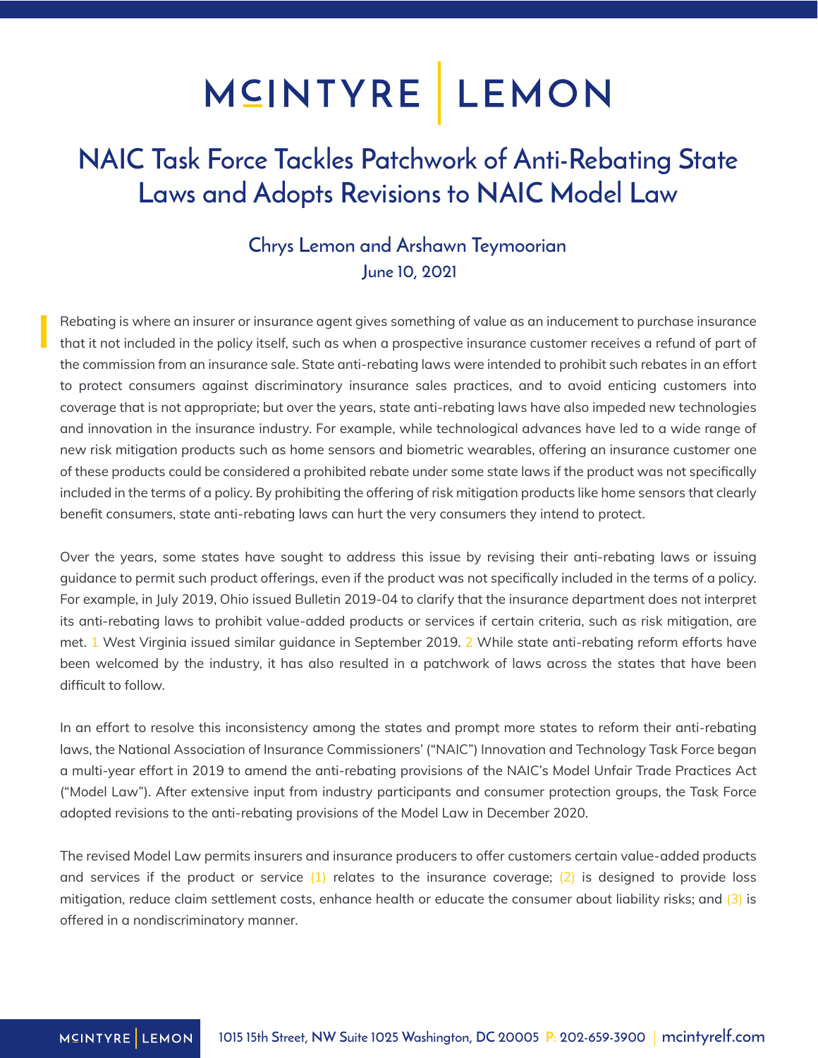# NAIC Task Force Tackles Patchwork of Anti-Rebating State Laws and Adopts Revisions to NAIC Model Law

**Chrys Lemon and Arshawn Teymoorian**

**June 10, 2021**

Rebating is where an insurer or insurance agent gives something of value as an inducement to purchase insurance that it not included in the policy itself, such as when a prospective insurance customer receives a refund of part of the commission from an insurance sale. State anti-rebating laws were intended to prohibit such rebates in an effort to protect consumers against discriminatory insurance sales practices, and to avoid enticing customers into coverage that is not appropriate; but over the years, state anti-rebating laws have also impeded new technologies and innovation in the insurance industry. For example, while technological advances have led to a wide range of new risk mitigation products such as home sensors and biometric wearables, offering an insurance customer one of these products could be considered a prohibited rebate under some state laws if the product was not specifically included in the terms of a policy. By prohibiting the offering of risk mitigation products like home sensors that clearly benefit consumers, state anti-rebating laws can hurt the very consumers they intend to protect.

Over the years, some states have sought to address this issue by revising their anti-rebating laws or issuing guidance to permit such product offerings, even if the product was not specifically included in the terms of a policy. For example, in July 2019, Ohio issued Bulletin 2019-04 to clarify that the insurance department does not interpret its anti-rebating laws to prohibit value-added products or services if certain criteria, such as risk mitigation, are met. [1] West Virginia issued similar guidance in September 2019. [2] While state anti-rebating reform efforts have been welcomed by the industry, it has also resulted in a patchwork of laws across the states that have been difficult to follow.

In an effort to resolve this inconsistency among the states and prompt more states to reform their anti-rebating laws, the National Association of Insurance Commissioners' ("NAIC") Innovation and Technology Task Force began a multi-year effort in 2019 to amend the anti-rebating provisions of the NAIC's Model Unfair Trade Practices Act ("Model Law"). After extensive input from industry participants and consumer protection groups, the Task Force adopted revisions to the anti-rebating provisions of the Model Law in December 2020.

The revised Model Law permits insurers and insurance producers to offer customers certain value-added products and services if the product or service (1) relates to the insurance coverage; (2) is designed to provide loss mitigation, reduce claim settlement costs, enhance health or educate the consumer about liability risks; and (3) is offered in a nondiscriminatory manner.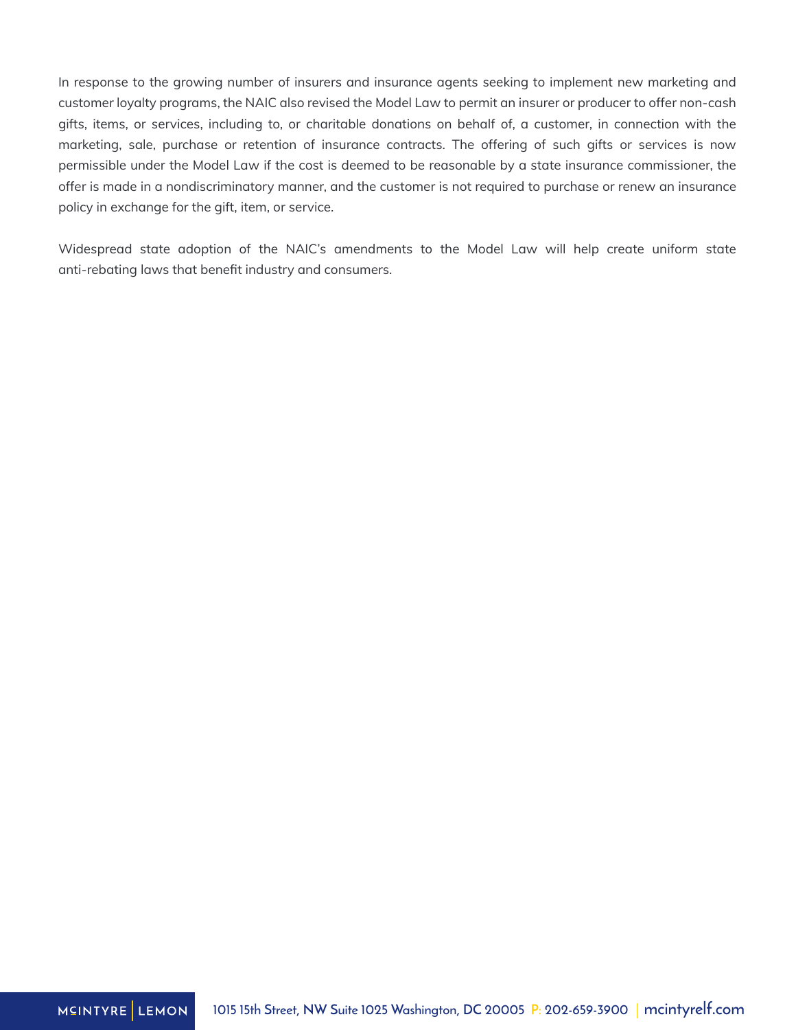In response to the growing number of insurers and insurance agents seeking to implement new marketing and customer loyalty programs, the NAIC also revised the Model Law to permit an insurer or producer to offer non-cash gifts, items, or services, including to, or charitable donations on behalf of, a customer, in connection with the marketing, sale, purchase or retention of insurance contracts. The offering of such gifts or services is now permissible under the Model Law if the cost is deemed to be reasonable by a state insurance commissioner, the offer is made in a nondiscriminatory manner, and the customer is not required to purchase or renew an insurance policy in exchange for the gift, item, or service.

Widespread state adoption of the NAIC's amendments to the Model Law will help create uniform state anti-rebating laws that benefit industry and consumers.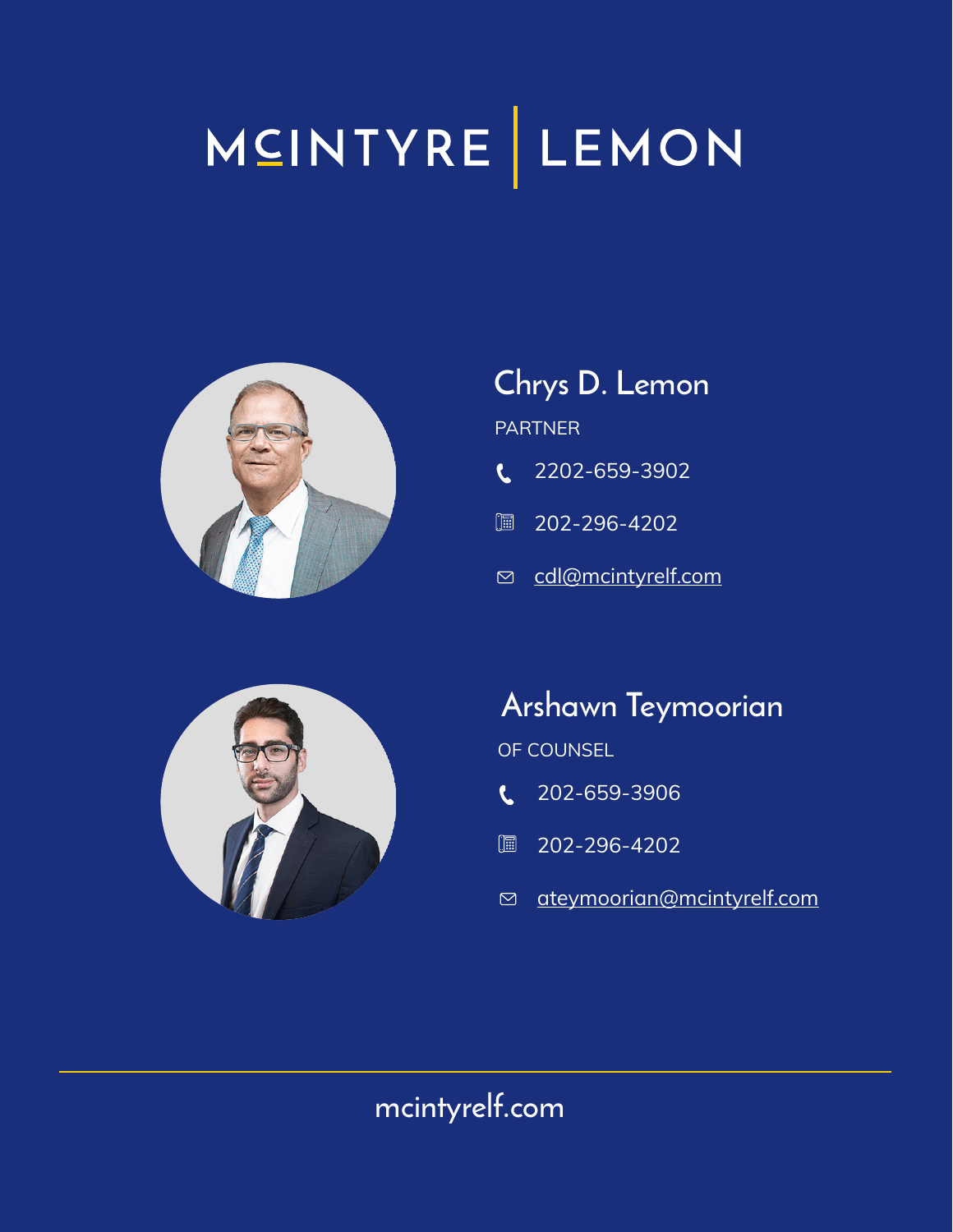# MCINTYRE | LEMON

## Chrys D. Lemon

PARTNER

2202-659-3902

202-296-4202

cdl@mcintyrelf.com

## Arshawn Teymoorian

OF COUNSEL

202-659-3906

202-296-4202

ateymoorian@mcintyrelf.com

mcintyrelf.com